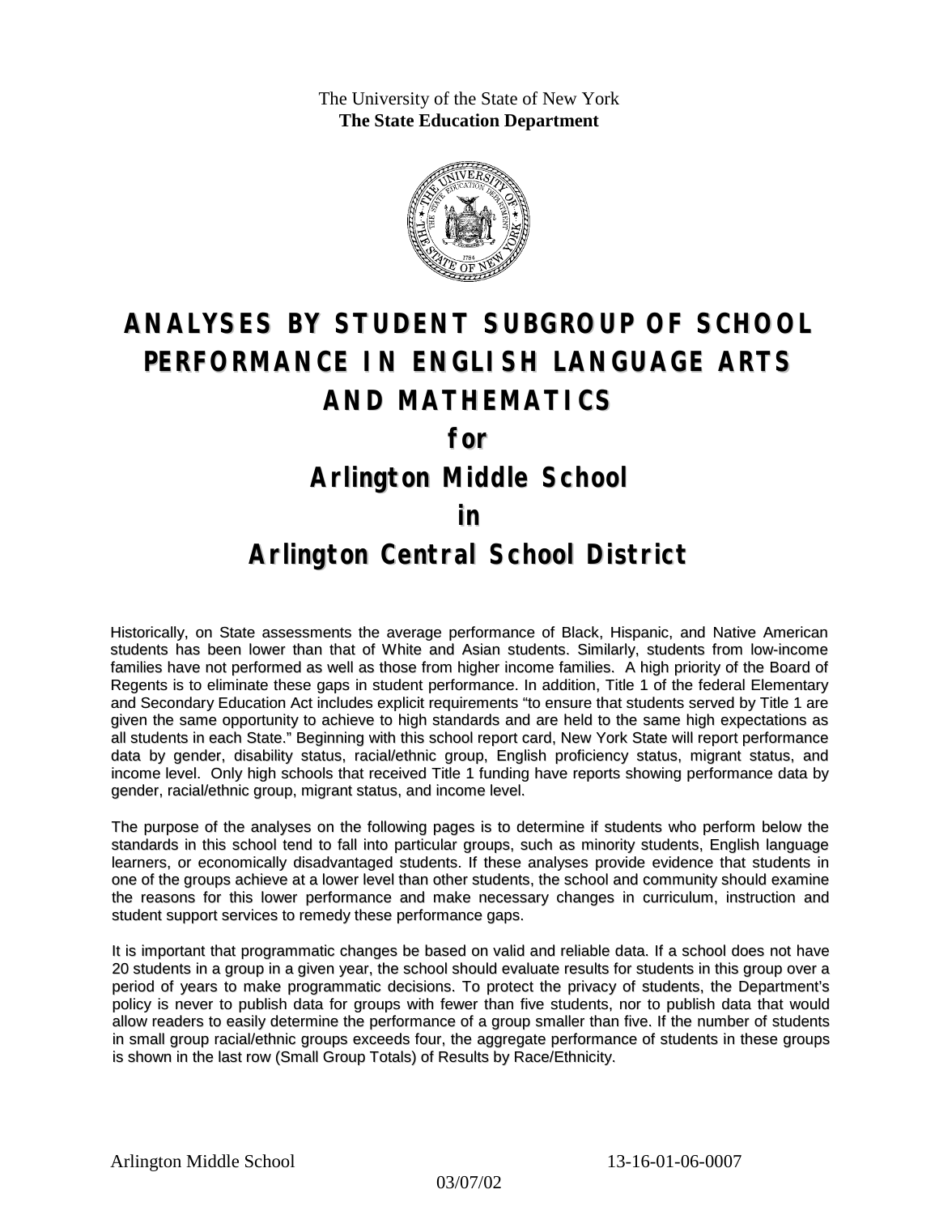The University of the State of New York
**The State Education Department**

# ANALYSES BY STUDENT SUBGROUP OF SCHOOL PERFORMANCE IN ENGLISH LANGUAGE ARTS AND MATHEMATICS

# for

# Arlington Middle School

# in

# Arlington Central School District

Historically, on State assessments the average performance of Black, Hispanic, and Native American students has been lower than that of White and Asian students. Similarly, students from low-income families have not performed as well as those from higher income families. A high priority of the Board of Regents is to eliminate these gaps in student performance. In addition, Title 1 of the federal Elementary and Secondary Education Act includes explicit requirements "to ensure that students served by Title 1 are given the same opportunity to achieve to high standards and are held to the same high expectations as all students in each State." Beginning with this school report card, New York State will report performance data by gender, disability status, racial/ethnic group, English proficiency status, migrant status, and income level. Only high schools that received Title 1 funding have reports showing performance data by gender, racial/ethnic group, migrant status, and income level.

The purpose of the analyses on the following pages is to determine if students who perform below the standards in this school tend to fall into particular groups, such as minority students, English language learners, or economically disadvantaged students. If these analyses provide evidence that students in one of the groups achieve at a lower level than other students, the school and community should examine the reasons for this lower performance and make necessary changes in curriculum, instruction and student support services to remedy these performance gaps.

It is important that programmatic changes be based on valid and reliable data. If a school does not have 20 students in a group in a given year, the school should evaluate results for students in this group over a period of years to make programmatic decisions. To protect the privacy of students, the Department's policy is never to publish data for groups with fewer than five students, nor to publish data that would allow readers to easily determine the performance of a group smaller than five. If the number of students in small group racial/ethnic groups exceeds four, the aggregate performance of students in these groups is shown in the last row (Small Group Totals) of Results by Race/Ethnicity.

Arlington Middle School 13-16-01-06-0007

03/07/02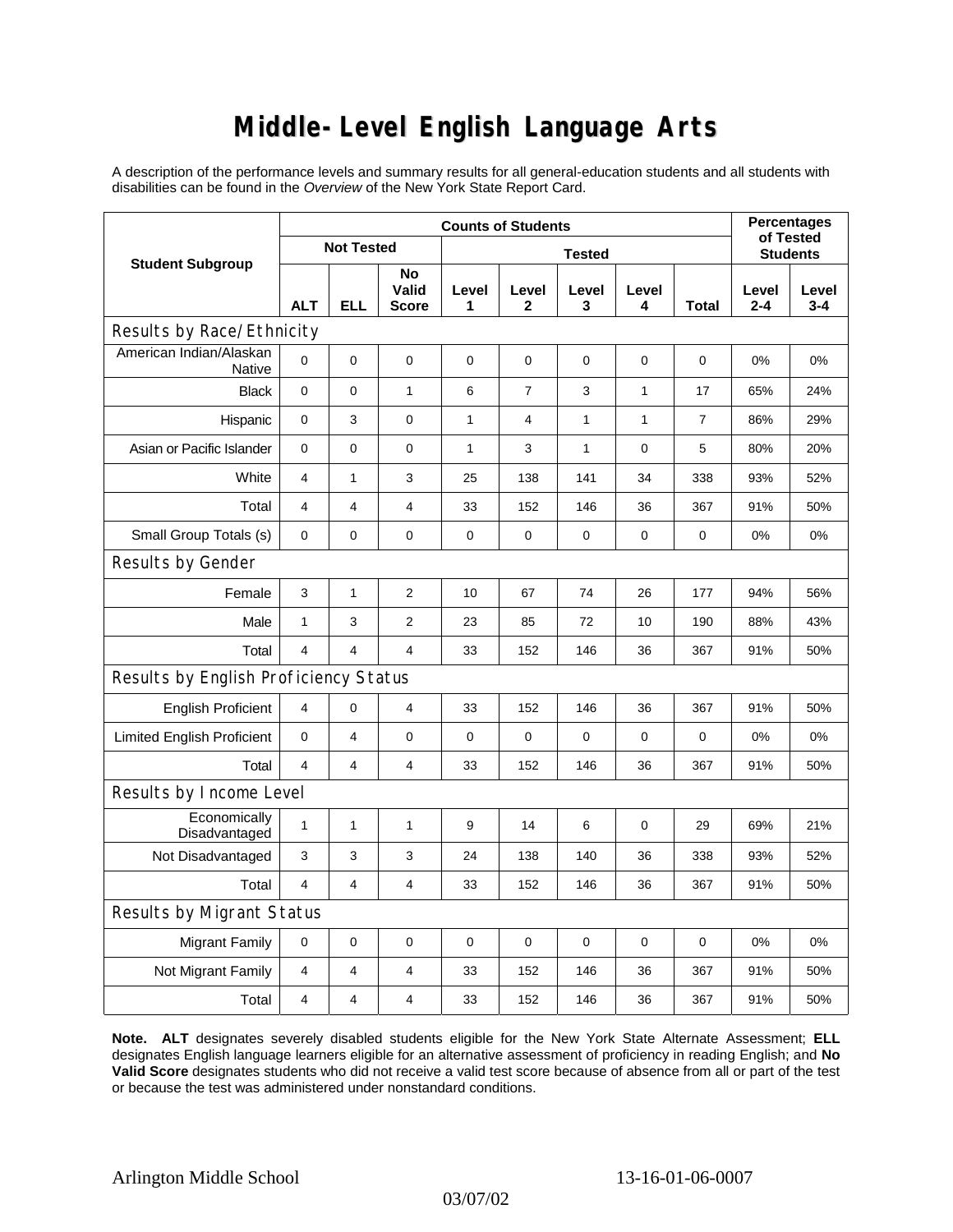# Middle-Level English Language Arts

A description of the performance levels and summary results for all general-education students and all students with disabilities can be found in the *Overview* of the New York State Report Card.

| Student Subgroup | Counts of Students | | | | | | | | Percentages of Tested Students | |
|---|---|---|---|---|---|---|---|---|---|---|
| | Not Tested | | | Tested | | | | | | |
| | ALT | ELL | No Valid Score | Level 1 | Level 2 | Level 3 | Level 4 | Total | Level 2-4 | Level 3-4 |
| **Results by Race/Ethnicity** | | | | | | | | | | |
| American Indian/Alaskan Native | 0 | 0 | 0 | 0 | 0 | 0 | 0 | 0 | 0% | 0% |
| Black | 0 | 0 | 1 | 6 | 7 | 3 | 1 | 17 | 65% | 24% |
| Hispanic | 0 | 3 | 0 | 1 | 4 | 1 | 1 | 7 | 86% | 29% |
| Asian or Pacific Islander | 0 | 0 | 0 | 1 | 3 | 1 | 0 | 5 | 80% | 20% |
| White | 4 | 1 | 3 | 25 | 138 | 141 | 34 | 338 | 93% | 52% |
| Total | 4 | 4 | 4 | 33 | 152 | 146 | 36 | 367 | 91% | 50% |
| Small Group Totals (s) | 0 | 0 | 0 | 0 | 0 | 0 | 0 | 0 | 0% | 0% |
| **Results by Gender** | | | | | | | | | | |
| Female | 3 | 1 | 2 | 10 | 67 | 74 | 26 | 177 | 94% | 56% |
| Male | 1 | 3 | 2 | 23 | 85 | 72 | 10 | 190 | 88% | 43% |
| Total | 4 | 4 | 4 | 33 | 152 | 146 | 36 | 367 | 91% | 50% |
| **Results by English Proficiency Status** | | | | | | | | | | |
| English Proficient | 4 | 0 | 4 | 33 | 152 | 146 | 36 | 367 | 91% | 50% |
| Limited English Proficient | 0 | 4 | 0 | 0 | 0 | 0 | 0 | 0 | 0% | 0% |
| Total | 4 | 4 | 4 | 33 | 152 | 146 | 36 | 367 | 91% | 50% |
| **Results by Income Level** | | | | | | | | | | |
| Economically Disadvantaged | 1 | 1 | 1 | 9 | 14 | 6 | 0 | 29 | 69% | 21% |
| Not Disadvantaged | 3 | 3 | 3 | 24 | 138 | 140 | 36 | 338 | 93% | 52% |
| Total | 4 | 4 | 4 | 33 | 152 | 146 | 36 | 367 | 91% | 50% |
| **Results by Migrant Status** | | | | | | | | | | |
| Migrant Family | 0 | 0 | 0 | 0 | 0 | 0 | 0 | 0 | 0% | 0% |
| Not Migrant Family | 4 | 4 | 4 | 33 | 152 | 146 | 36 | 367 | 91% | 50% |
| Total | 4 | 4 | 4 | 33 | 152 | 146 | 36 | 367 | 91% | 50% |

**Note. ALT** designates severely disabled students eligible for the New York State Alternate Assessment; **ELL** designates English language learners eligible for an alternative assessment of proficiency in reading English; and **No Valid Score** designates students who did not receive a valid test score because of absence from all or part of the test or because the test was administered under nonstandard conditions.

Arlington Middle School 13-16-01-06-0007

03/07/02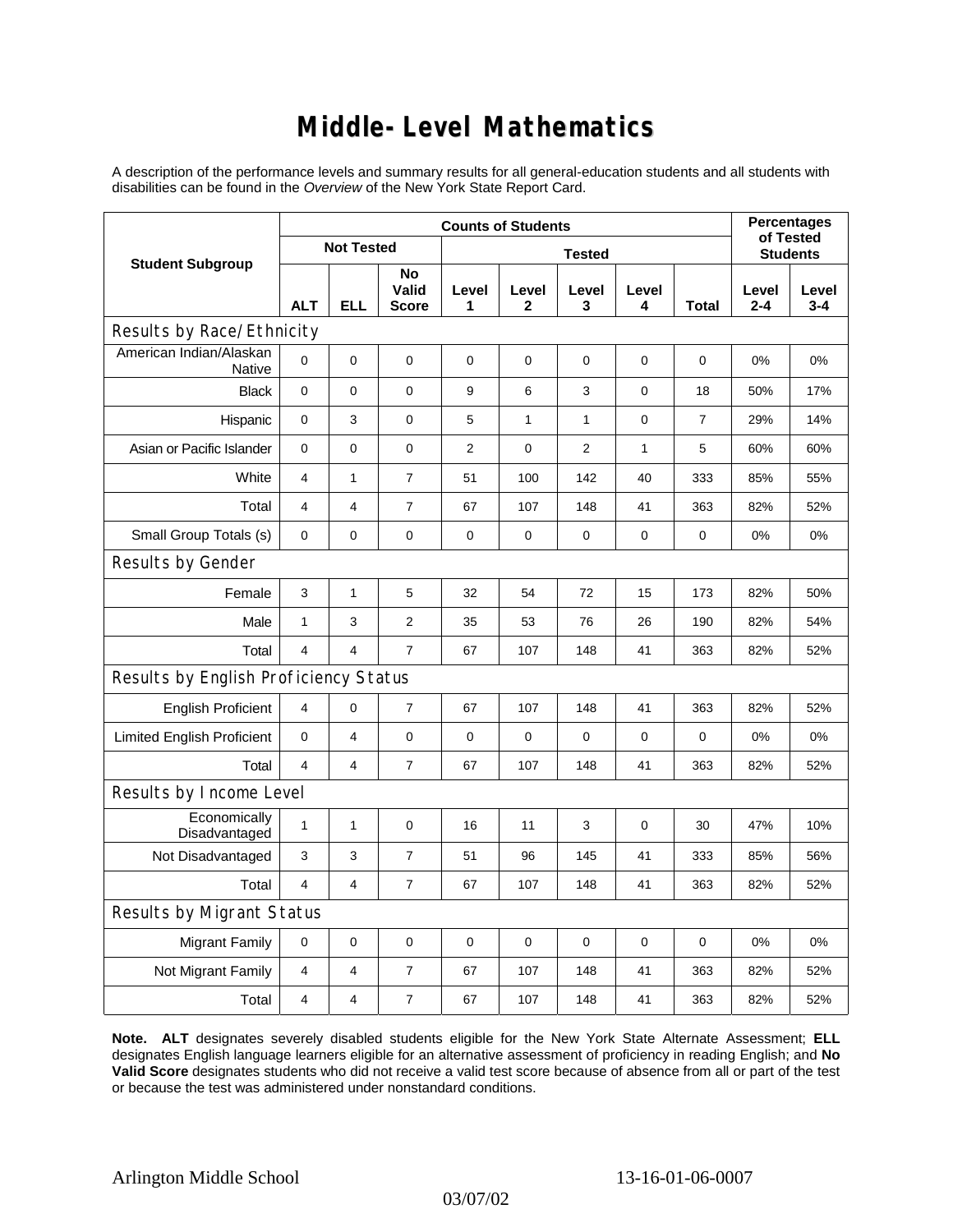# Middle-Level Mathematics

A description of the performance levels and summary results for all general-education students and all students with disabilities can be found in the *Overview* of the New York State Report Card.

| Student Subgroup | Counts of Students | | | | | | | | Percentages of Tested Students | |
|---|---|---|---|---|---|---|---|---|---|---|
| | Not Tested | | | Tested | | | | | | |
| | ALT | ELL | No Valid Score | Level 1 | Level 2 | Level 3 | Level 4 | Total | Level 2-4 | Level 3-4 |
| **Results by Race/Ethnicity** | | | | | | | | | | |
| American Indian/Alaskan Native | 0 | 0 | 0 | 0 | 0 | 0 | 0 | 0 | 0% | 0% |
| Black | 0 | 0 | 0 | 9 | 6 | 3 | 0 | 18 | 50% | 17% |
| Hispanic | 0 | 3 | 0 | 5 | 1 | 1 | 0 | 7 | 29% | 14% |
| Asian or Pacific Islander | 0 | 0 | 0 | 2 | 0 | 2 | 1 | 5 | 60% | 60% |
| White | 4 | 1 | 7 | 51 | 100 | 142 | 40 | 333 | 85% | 55% |
| Total | 4 | 4 | 7 | 67 | 107 | 148 | 41 | 363 | 82% | 52% |
| Small Group Totals (s) | 0 | 0 | 0 | 0 | 0 | 0 | 0 | 0 | 0% | 0% |
| **Results by Gender** | | | | | | | | | | |
| Female | 3 | 1 | 5 | 32 | 54 | 72 | 15 | 173 | 82% | 50% |
| Male | 1 | 3 | 2 | 35 | 53 | 76 | 26 | 190 | 82% | 54% |
| Total | 4 | 4 | 7 | 67 | 107 | 148 | 41 | 363 | 82% | 52% |
| **Results by English Proficiency Status** | | | | | | | | | | |
| English Proficient | 4 | 0 | 7 | 67 | 107 | 148 | 41 | 363 | 82% | 52% |
| Limited English Proficient | 0 | 4 | 0 | 0 | 0 | 0 | 0 | 0 | 0% | 0% |
| Total | 4 | 4 | 7 | 67 | 107 | 148 | 41 | 363 | 82% | 52% |
| **Results by Income Level** | | | | | | | | | | |
| Economically Disadvantaged | 1 | 1 | 0 | 16 | 11 | 3 | 0 | 30 | 47% | 10% |
| Not Disadvantaged | 3 | 3 | 7 | 51 | 96 | 145 | 41 | 333 | 85% | 56% |
| Total | 4 | 4 | 7 | 67 | 107 | 148 | 41 | 363 | 82% | 52% |
| **Results by Migrant Status** | | | | | | | | | | |
| Migrant Family | 0 | 0 | 0 | 0 | 0 | 0 | 0 | 0 | 0% | 0% |
| Not Migrant Family | 4 | 4 | 7 | 67 | 107 | 148 | 41 | 363 | 82% | 52% |
| Total | 4 | 4 | 7 | 67 | 107 | 148 | 41 | 363 | 82% | 52% |

**Note. ALT** designates severely disabled students eligible for the New York State Alternate Assessment; **ELL** designates English language learners eligible for an alternative assessment of proficiency in reading English; and **No Valid Score** designates students who did not receive a valid test score because of absence from all or part of the test or because the test was administered under nonstandard conditions.

Arlington Middle School 13-16-01-06-0007

03/07/02